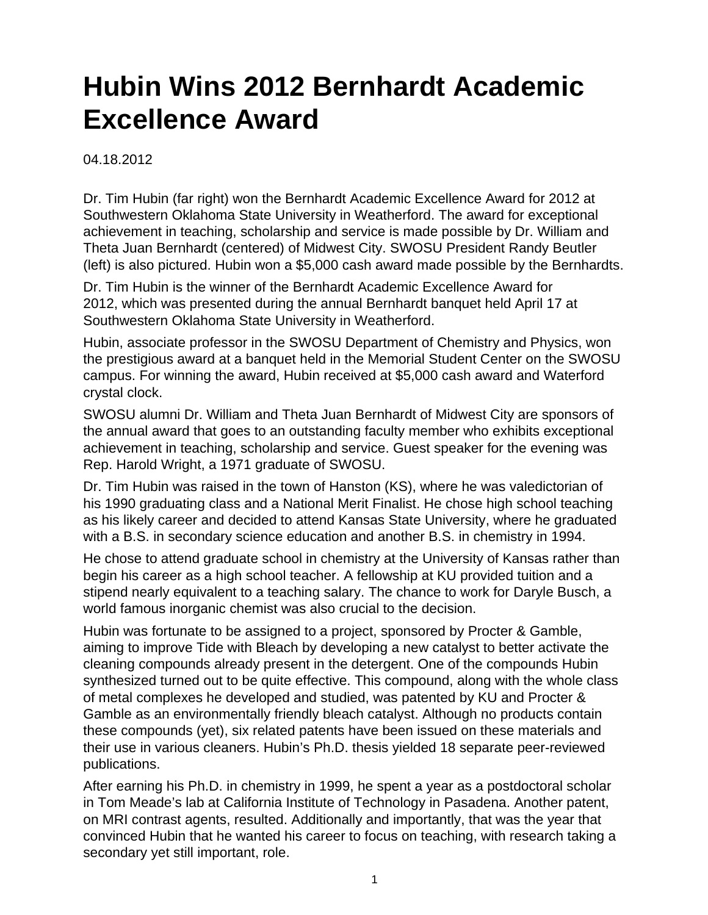# Hubin Wins 2012 Bernhardt Academic Excellence Award

04.18.2012

Dr. Tim Hubin (far right) won the Bernhardt Academic Excellence Award for 2012 at Southwestern Oklahoma State University in Weatherford. The award for exceptional achievement in teaching, scholarship and service is made possible by Dr. William and Theta Juan Bernhardt (centered) of Midwest City. SWOSU President Randy Beutler (left) is also pictured. Hubin won a $5,000 cash award made possible by the Bernhardts.

Dr. Tim Hubin is the winner of the Bernhardt Academic Excellence Award for 2012, which was presented during the annual Bernhardt banquet held April 17 at Southwestern Oklahoma State University in Weatherford.

Hubin, associate professor in the SWOSU Department of Chemistry and Physics, won the prestigious award at a banquet held in the Memorial Student Center on the SWOSU campus. For winning the award, Hubin received at $5,000 cash award and Waterford crystal clock.

SWOSU alumni Dr. William and Theta Juan Bernhardt of Midwest City are sponsors of the annual award that goes to an outstanding faculty member who exhibits exceptional achievement in teaching, scholarship and service. Guest speaker for the evening was Rep. Harold Wright, a 1971 graduate of SWOSU.

Dr. Tim Hubin was raised in the town of Hanston (KS), where he was valedictorian of his 1990 graduating class and a National Merit Finalist. He chose high school teaching as his likely career and decided to attend Kansas State University, where he graduated with a B.S. in secondary science education and another B.S. in chemistry in 1994.

He chose to attend graduate school in chemistry at the University of Kansas rather than begin his career as a high school teacher. A fellowship at KU provided tuition and a stipend nearly equivalent to a teaching salary. The chance to work for Daryle Busch, a world famous inorganic chemist was also crucial to the decision.

Hubin was fortunate to be assigned to a project, sponsored by Procter & Gamble, aiming to improve Tide with Bleach by developing a new catalyst to better activate the cleaning compounds already present in the detergent. One of the compounds Hubin synthesized turned out to be quite effective. This compound, along with the whole class of metal complexes he developed and studied, was patented by KU and Procter & Gamble as an environmentally friendly bleach catalyst. Although no products contain these compounds (yet), six related patents have been issued on these materials and their use in various cleaners. Hubin's Ph.D. thesis yielded 18 separate peer-reviewed publications.

After earning his Ph.D. in chemistry in 1999, he spent a year as a postdoctoral scholar in Tom Meade's lab at California Institute of Technology in Pasadena. Another patent, on MRI contrast agents, resulted. Additionally and importantly, that was the year that convinced Hubin that he wanted his career to focus on teaching, with research taking a secondary yet still important, role.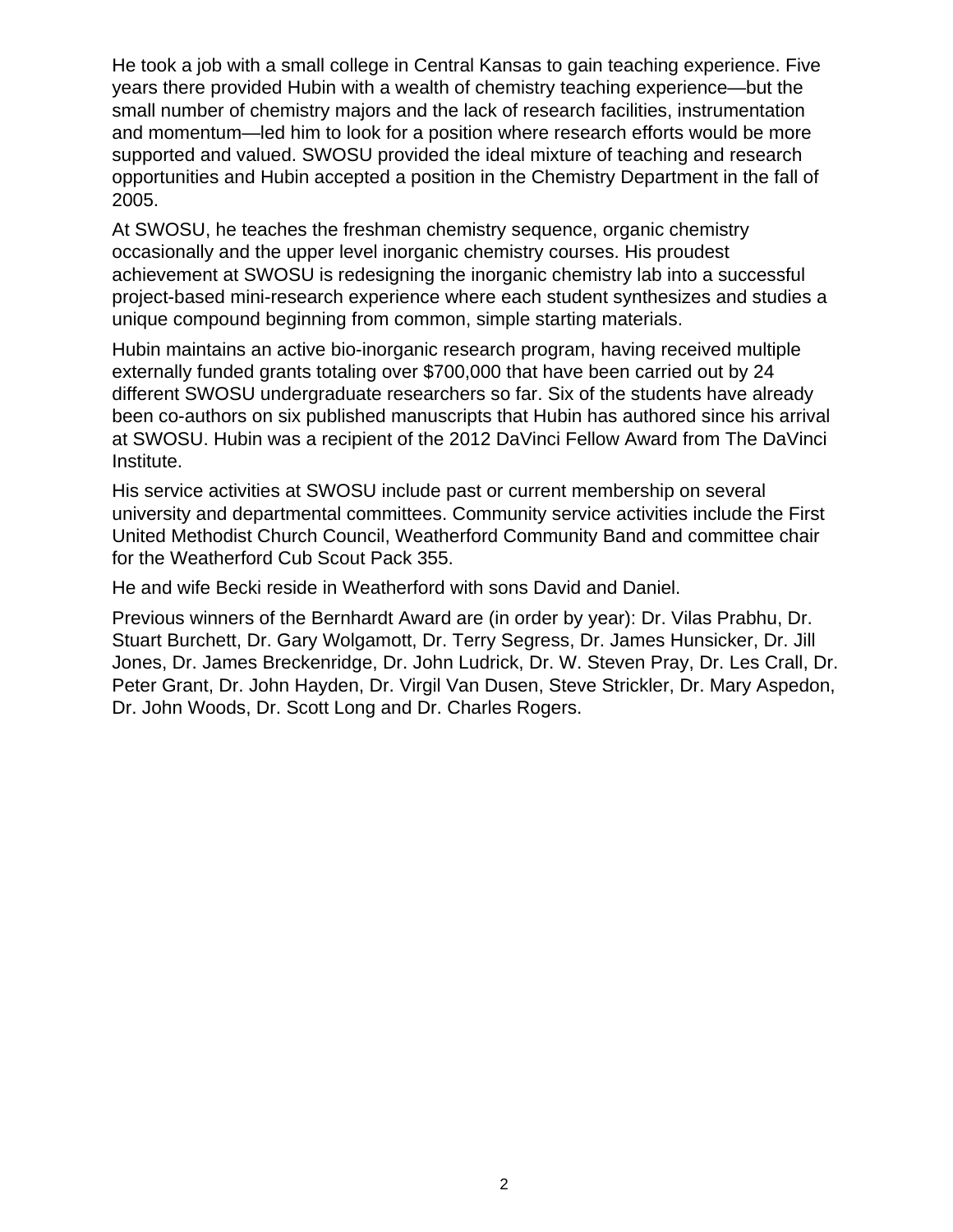He took a job with a small college in Central Kansas to gain teaching experience. Five years there provided Hubin with a wealth of chemistry teaching experience—but the small number of chemistry majors and the lack of research facilities, instrumentation and momentum—led him to look for a position where research efforts would be more supported and valued. SWOSU provided the ideal mixture of teaching and research opportunities and Hubin accepted a position in the Chemistry Department in the fall of 2005.

At SWOSU, he teaches the freshman chemistry sequence, organic chemistry occasionally and the upper level inorganic chemistry courses. His proudest achievement at SWOSU is redesigning the inorganic chemistry lab into a successful project-based mini-research experience where each student synthesizes and studies a unique compound beginning from common, simple starting materials.

Hubin maintains an active bio-inorganic research program, having received multiple externally funded grants totaling over $700,000 that have been carried out by 24 different SWOSU undergraduate researchers so far. Six of the students have already been co-authors on six published manuscripts that Hubin has authored since his arrival at SWOSU. Hubin was a recipient of the 2012 DaVinci Fellow Award from The DaVinci Institute.

His service activities at SWOSU include past or current membership on several university and departmental committees. Community service activities include the First United Methodist Church Council, Weatherford Community Band and committee chair for the Weatherford Cub Scout Pack 355.

He and wife Becki reside in Weatherford with sons David and Daniel.

Previous winners of the Bernhardt Award are (in order by year): Dr. Vilas Prabhu, Dr. Stuart Burchett, Dr. Gary Wolgamott, Dr. Terry Segress, Dr. James Hunsicker, Dr. Jill Jones, Dr. James Breckenridge, Dr. John Ludrick, Dr. W. Steven Pray, Dr. Les Crall, Dr. Peter Grant, Dr. John Hayden, Dr. Virgil Van Dusen, Steve Strickler, Dr. Mary Aspedon, Dr. John Woods, Dr. Scott Long and Dr. Charles Rogers.